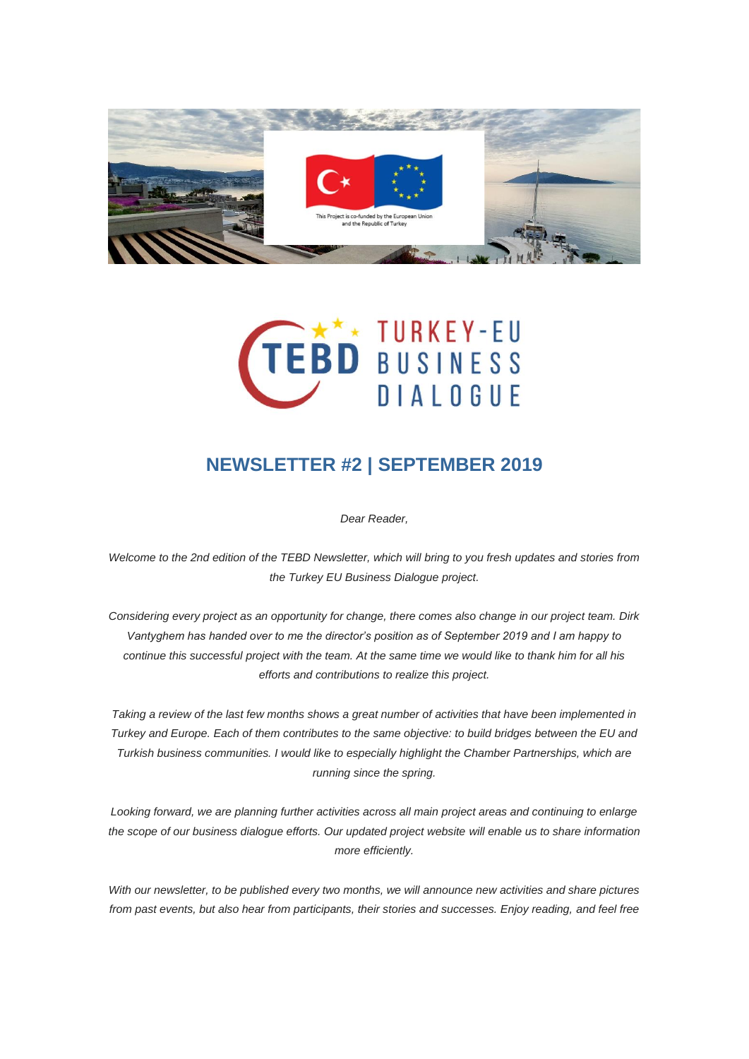This Project is co-funded by the European Union and the Republic of Turkey

TEBD TURKEY-EU BUSINESS DIALOGUE

## NEWSLETTER #2 | SEPTEMBER 2019

*Dear Reader,*

*Welcome to the 2nd edition of the TEBD Newsletter, which will bring to you fresh updates and stories from the Turkey EU Business Dialogue project.*

*Considering every project as an opportunity for change, there comes also change in our project team. Dirk Vantyghem has handed over to me the director's position as of September 2019 and I am happy to continue this successful project with the team. At the same time we would like to thank him for all his efforts and contributions to realize this project.*

*Taking a review of the last few months shows a great number of activities that have been implemented in Turkey and Europe. Each of them contributes to the same objective: to build bridges between the EU and Turkish business communities. I would like to especially highlight the Chamber Partnerships, which are running since the spring.*

*Looking forward, we are planning further activities across all main project areas and continuing to enlarge the scope of our business dialogue efforts. Our updated project website will enable us to share information more efficiently.*

*With our newsletter, to be published every two months, we will announce new activities and share pictures from past events, but also hear from participants, their stories and successes. Enjoy reading, and feel free*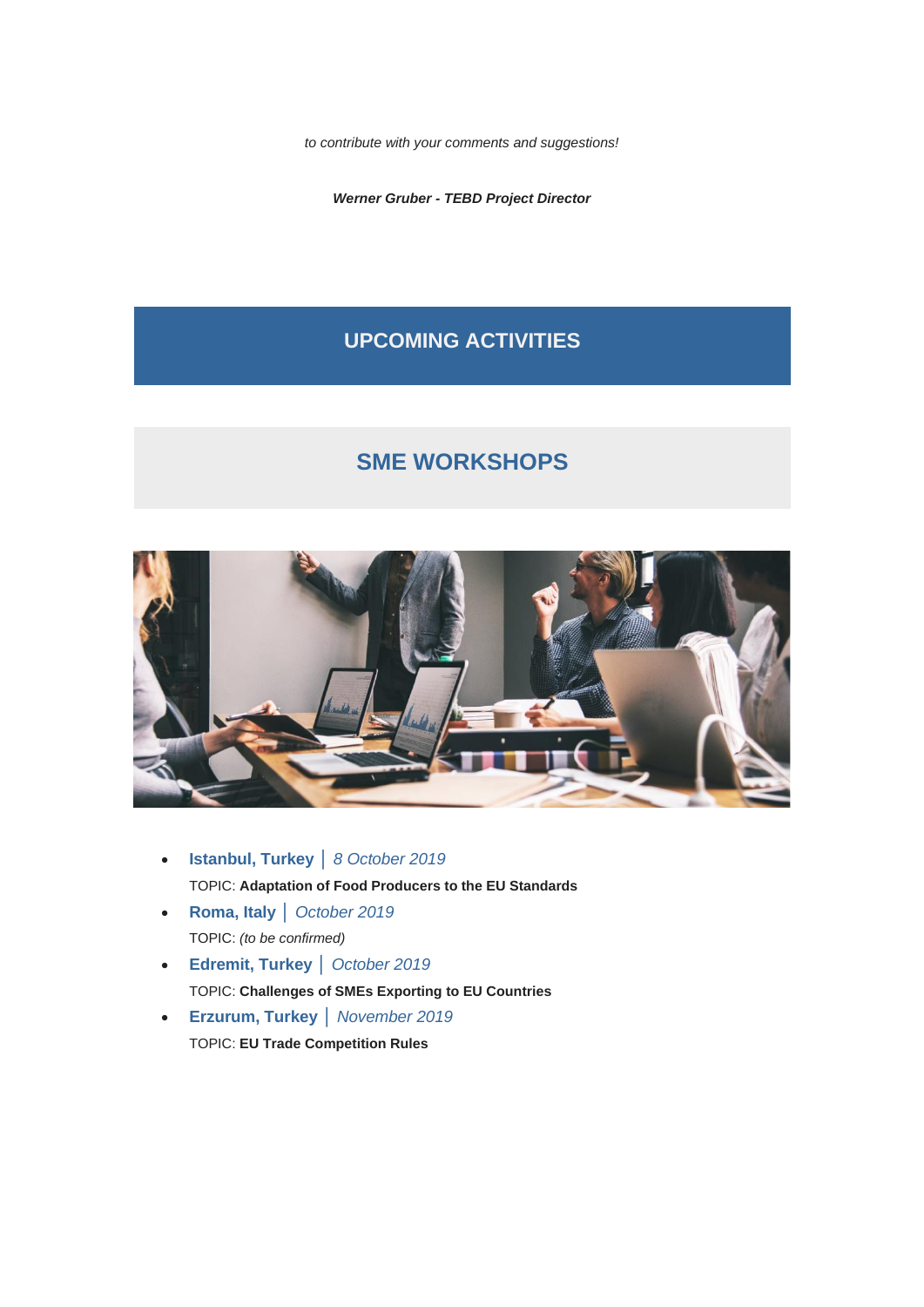*to contribute with your comments and suggestions!*

***Werner Gruber - TEBD Project Director***

# UPCOMING ACTIVITIES

## SME WORKSHOPS

- **Istanbul, Turkey** | *8 October 2019*
  TOPIC: **Adaptation of Food Producers to the EU Standards**
- **Roma, Italy** | *October 2019*
  TOPIC: *(to be confirmed)*
- **Edremit, Turkey** | *October 2019*
  TOPIC: **Challenges of SMEs Exporting to EU Countries**
- **Erzurum, Turkey** | *November 2019*
  TOPIC: **EU Trade Competition Rules**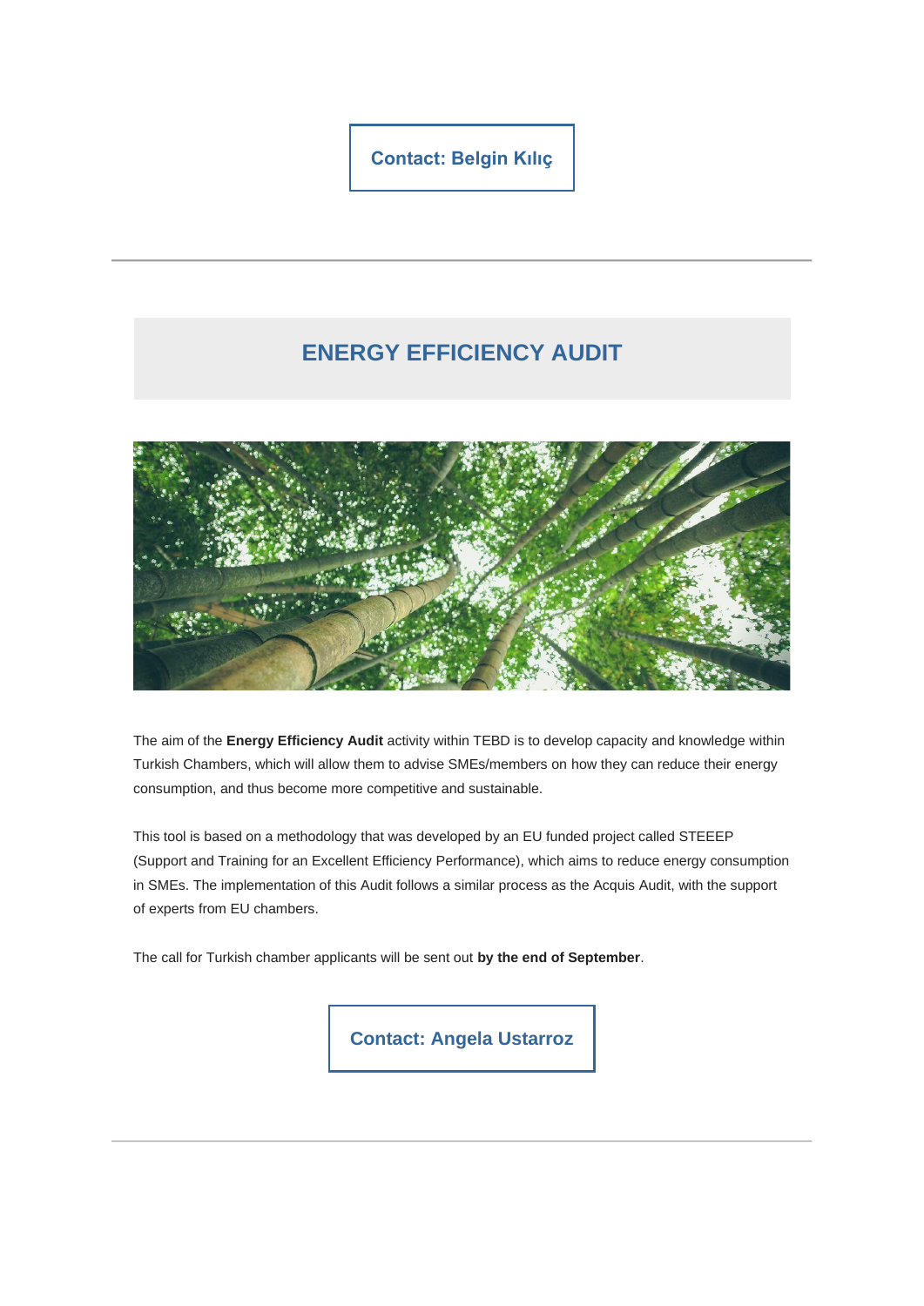**Contact: Belgin Kılıç**

---

## ENERGY EFFICIENCY AUDIT

The aim of the **Energy Efficiency Audit** activity within TEBD is to develop capacity and knowledge within Turkish Chambers, which will allow them to advise SMEs/members on how they can reduce their energy consumption, and thus become more competitive and sustainable.

This tool is based on a methodology that was developed by an EU funded project called STEEEP (Support and Training for an Excellent Efficiency Performance), which aims to reduce energy consumption in SMEs. The implementation of this Audit follows a similar process as the Acquis Audit, with the support of experts from EU chambers.

The call for Turkish chamber applicants will be sent out **by the end of September**.

**Contact: Angela Ustarroz**

---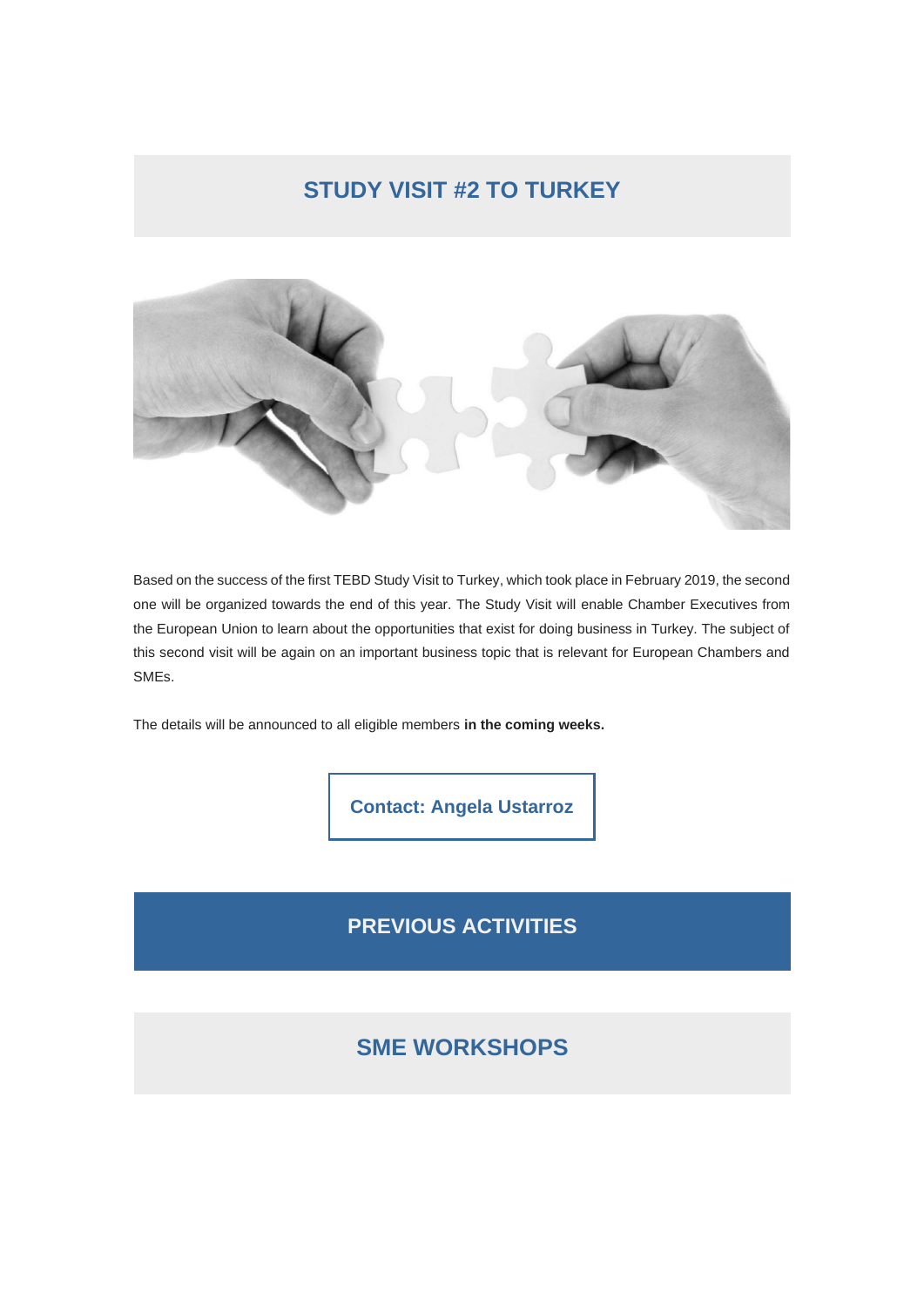## STUDY VISIT #2 TO TURKEY

Based on the success of the first TEBD Study Visit to Turkey, which took place in February 2019, the second one will be organized towards the end of this year. The Study Visit will enable Chamber Executives from the European Union to learn about the opportunities that exist for doing business in Turkey. The subject of this second visit will be again on an important business topic that is relevant for European Chambers and SMEs.

The details will be announced to all eligible members **in the coming weeks.**

**Contact: Angela Ustarroz**

## PREVIOUS ACTIVITIES

## SME WORKSHOPS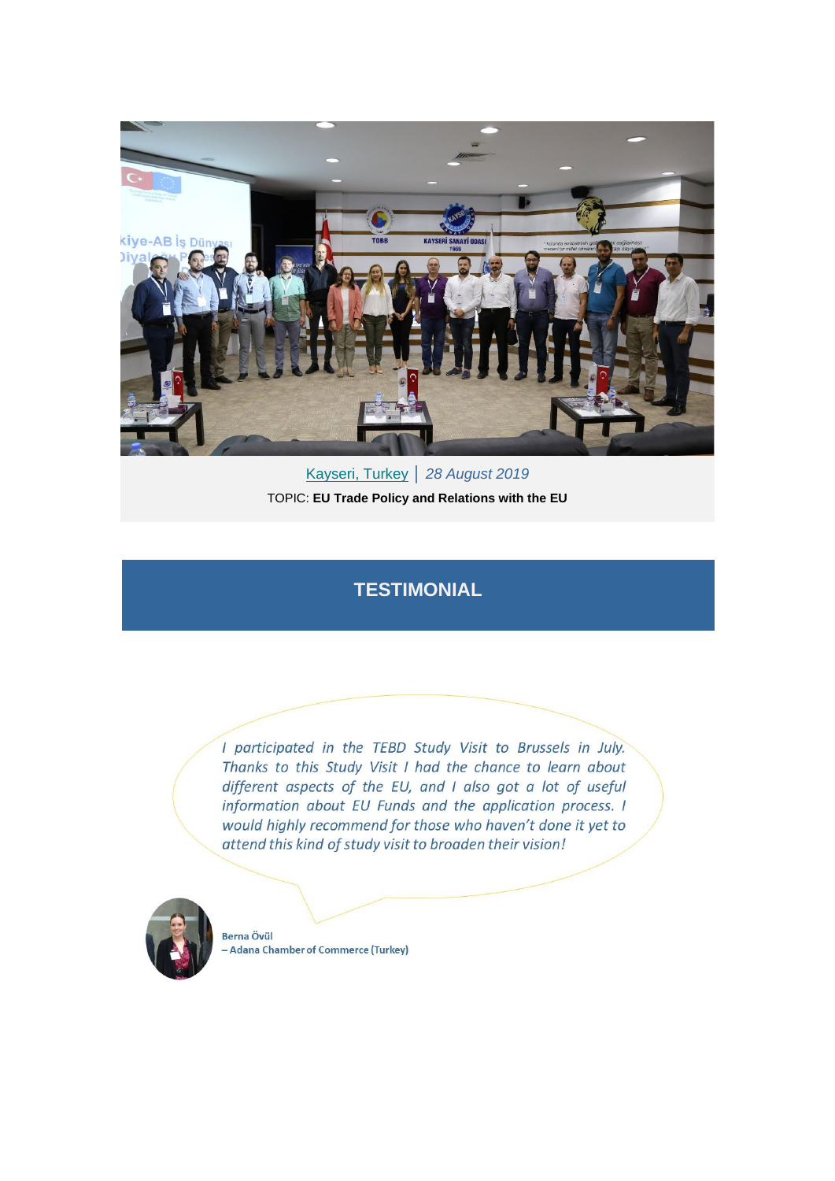Kayseri, Turkey | *28 August 2019*

TOPIC: **EU Trade Policy and Relations with the EU**

## TESTIMONIAL

*I participated in the TEBD Study Visit to Brussels in July. Thanks to this Study Visit I had the chance to learn about different aspects of the EU, and I also got a lot of useful information about EU Funds and the application process. I would highly recommend for those who haven't done it yet to attend this kind of study visit to broaden their vision!*

**Berna Övül**
**– Adana Chamber of Commerce (Turkey)**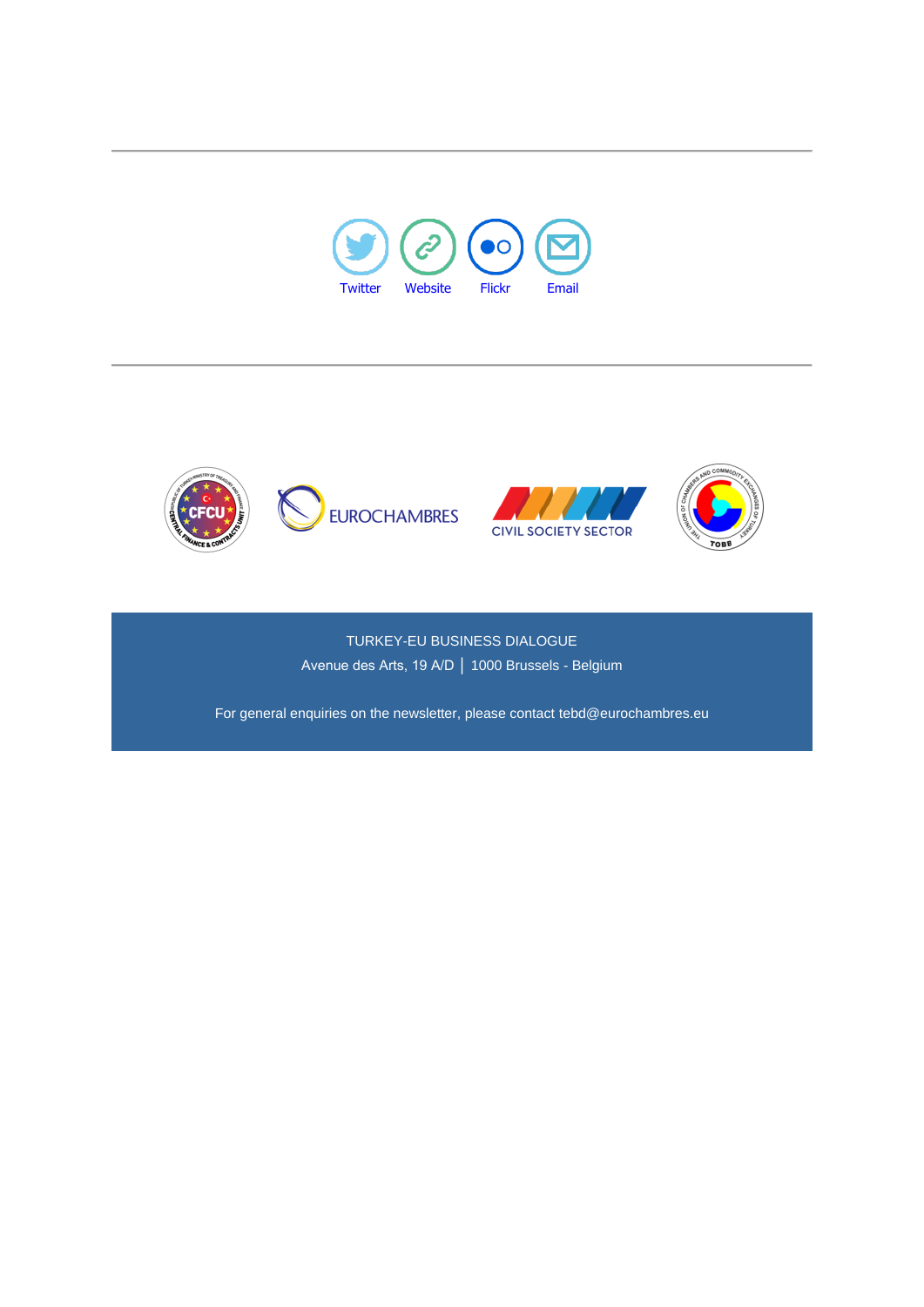Twitter Website Flickr Email

TURKEY-EU BUSINESS DIALOGUE

Avenue des Arts, 19 A/D │ 1000 Brussels - Belgium

For general enquiries on the newsletter, please contact tebd@eurochambres.eu